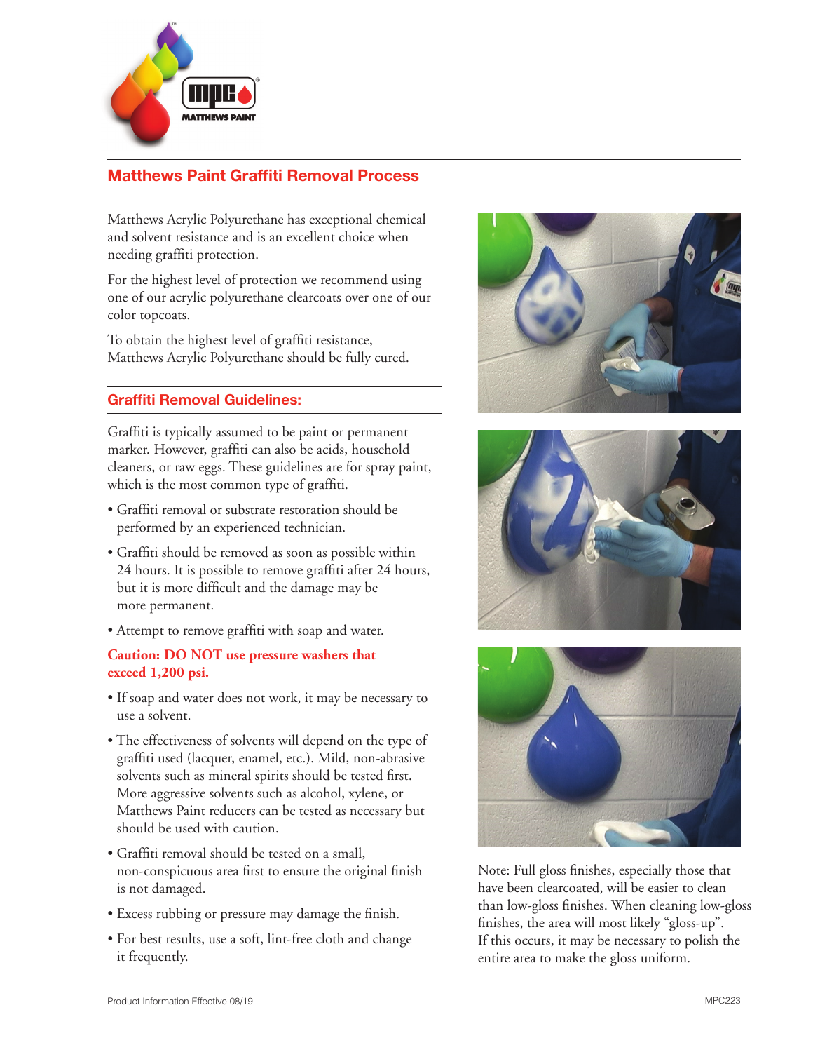## Matthews Paint Graffiti Removal Process

Matthews Acrylic Polyurethane has exceptional chemical and solvent resistance and is an excellent choice when needing graffiti protection.

For the highest level of protection we recommend using one of our acrylic polyurethane clearcoats over one of our color topcoats.

To obtain the highest level of graffiti resistance, Matthews Acrylic Polyurethane should be fully cured.

### Graffiti Removal Guidelines:

Graffiti is typically assumed to be paint or permanent marker. However, graffiti can also be acids, household cleaners, or raw eggs. These guidelines are for spray paint, which is the most common type of graffiti.

- Graffiti removal or substrate restoration should be performed by an experienced technician.
- Graffiti should be removed as soon as possible within 24 hours. It is possible to remove graffiti after 24 hours, but it is more difficult and the damage may be more permanent.
- Attempt to remove graffiti with soap and water.

**Caution: DO NOT use pressure washers that exceed 1,200 psi.**

- If soap and water does not work, it may be necessary to use a solvent.
- The effectiveness of solvents will depend on the type of graffiti used (lacquer, enamel, etc.). Mild, non-abrasive solvents such as mineral spirits should be tested first. More aggressive solvents such as alcohol, xylene, or Matthews Paint reducers can be tested as necessary but should be used with caution.
- Graffiti removal should be tested on a small, non-conspicuous area first to ensure the original finish is not damaged.
- Excess rubbing or pressure may damage the finish.
- For best results, use a soft, lint-free cloth and change it frequently.

Note: Full gloss finishes, especially those that have been clearcoated, will be easier to clean than low-gloss finishes. When cleaning low-gloss finishes, the area will most likely "gloss-up". If this occurs, it may be necessary to polish the entire area to make the gloss uniform.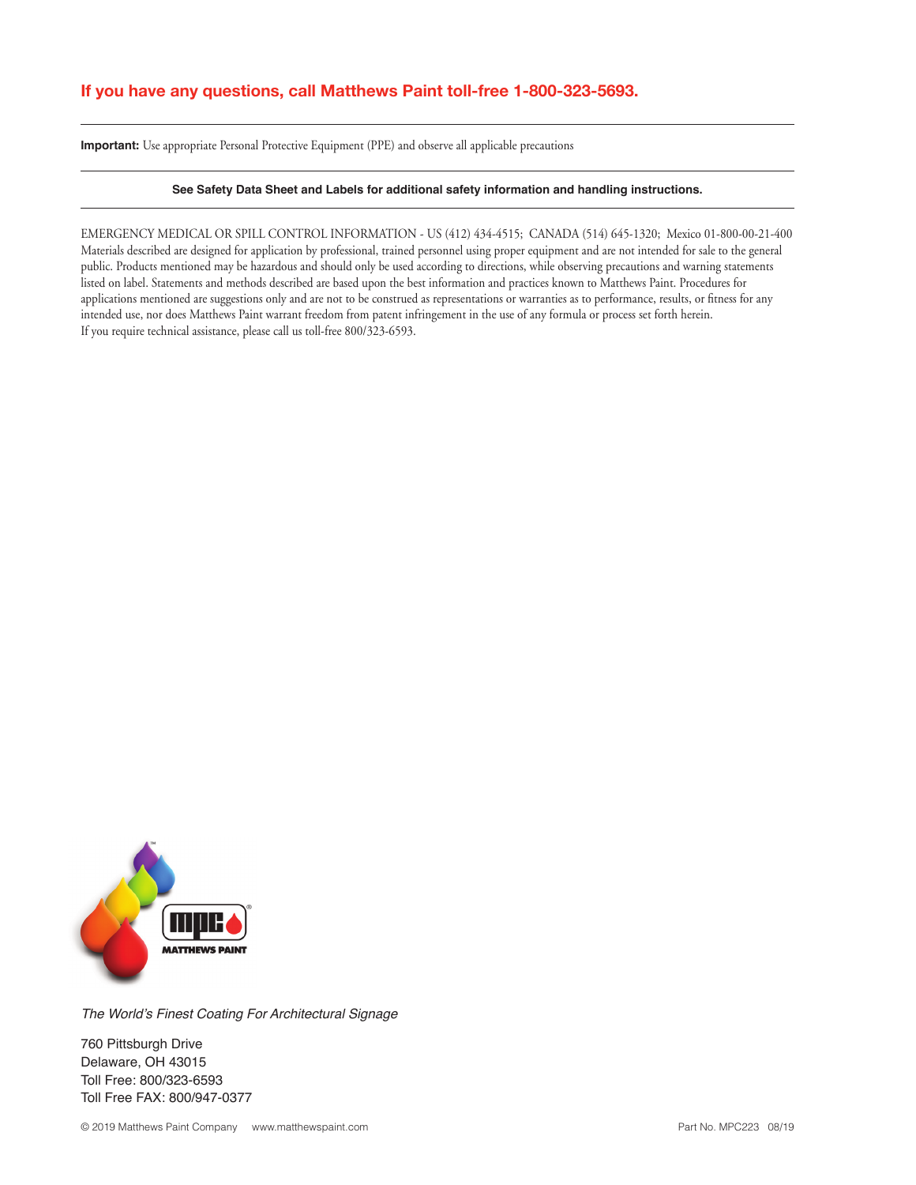**If you have any questions, call Matthews Paint toll-free 1-800-323-5693.**

---

**Important:** Use appropriate Personal Protective Equipment (PPE) and observe all applicable precautions

---

**See Safety Data Sheet and Labels for additional safety information and handling instructions.**

---

EMERGENCY MEDICAL OR SPILL CONTROL INFORMATION - US (412) 434-4515; CANADA (514) 645-1320; Mexico 01-800-00-21-400
Materials described are designed for application by professional, trained personnel using proper equipment and are not intended for sale to the general public. Products mentioned may be hazardous and should only be used according to directions, while observing precautions and warning statements listed on label. Statements and methods described are based upon the best information and practices known to Matthews Paint. Procedures for applications mentioned are suggestions only and are not to be construed as representations or warranties as to performance, results, or fitness for any intended use, nor does Matthews Paint warrant freedom from patent infringement in the use of any formula or process set forth herein.
If you require technical assistance, please call us toll-free 800/323-6593.

MPC MATTHEWS PAINT

*The World's Finest Coating For Architectural Signage*

760 Pittsburgh Drive
Delaware, OH 43015
Toll Free: 800/323-6593
Toll Free FAX: 800/947-0377

© 2019 Matthews Paint Company www.matthewspaint.com

Part No. MPC223 08/19